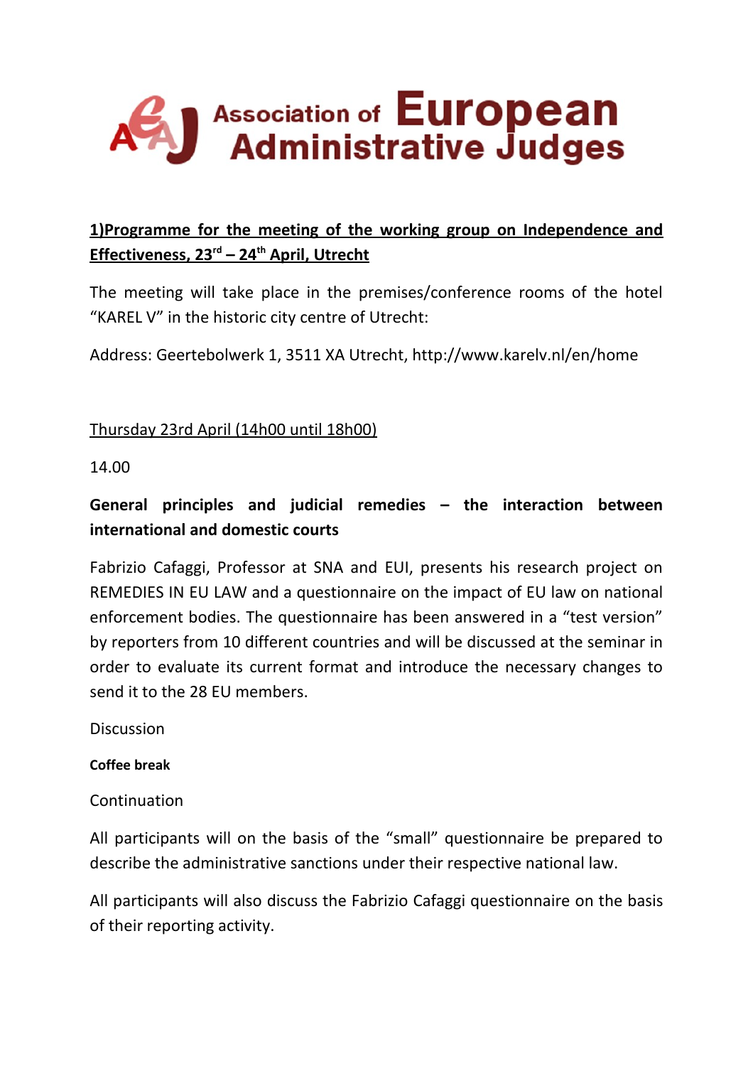# Association of European Administrative Judges

## 1)Programme for the meeting of the working group on Independence and Effectiveness, 23rd – 24th April, Utrecht

The meeting will take place in the premises/conference rooms of the hotel "KAREL V" in the historic city centre of Utrecht:

Address: Geertebolwerk 1, 3511 XA Utrecht, http://www.karelv.nl/en/home

Thursday 23rd April (14h00 until 18h00)

14.00

**General principles and judicial remedies – the interaction between international and domestic courts**

Fabrizio Cafaggi, Professor at SNA and EUI, presents his research project on REMEDIES IN EU LAW and a questionnaire on the impact of EU law on national enforcement bodies. The questionnaire has been answered in a "test version" by reporters from 10 different countries and will be discussed at the seminar in order to evaluate its current format and introduce the necessary changes to send it to the 28 EU members.

Discussion

**Coffee break**

Continuation

All participants will on the basis of the "small" questionnaire be prepared to describe the administrative sanctions under their respective national law.

All participants will also discuss the Fabrizio Cafaggi questionnaire on the basis of their reporting activity.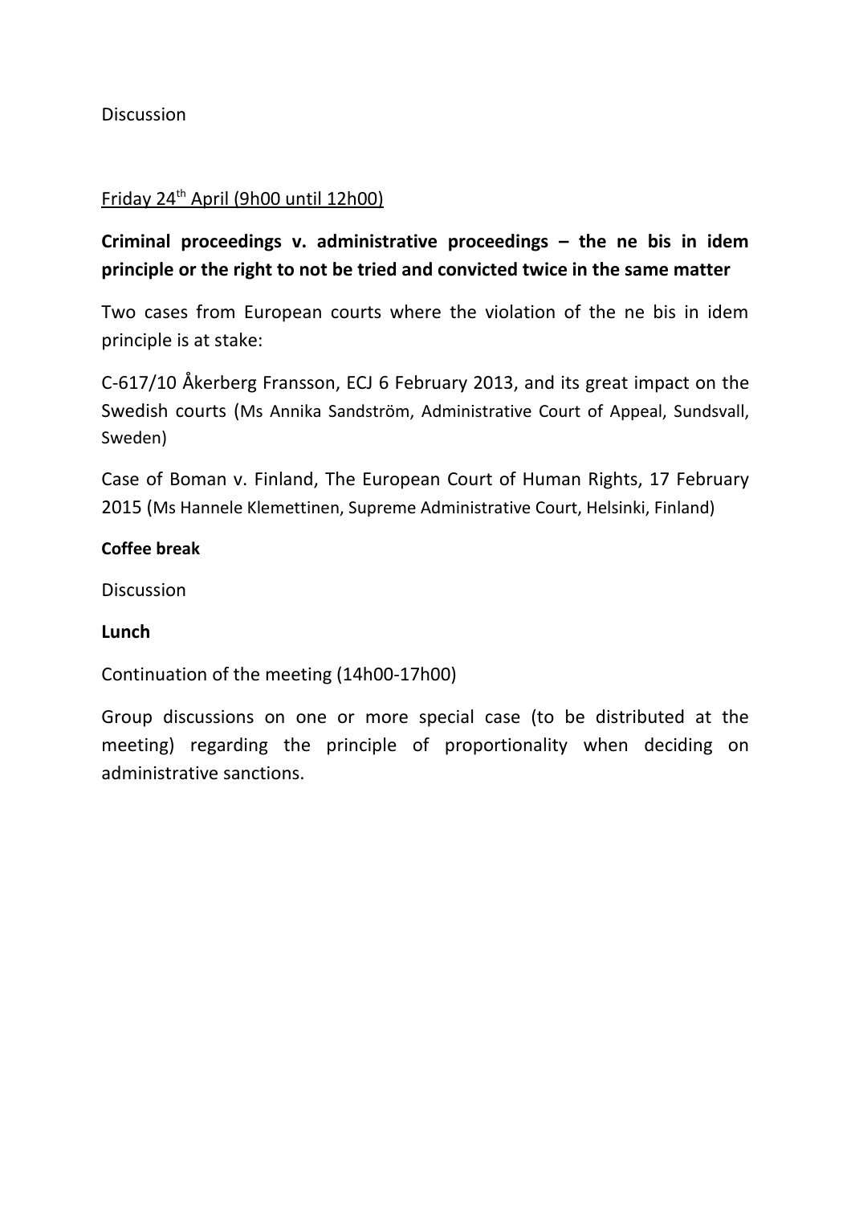Discussion

Friday 24th April (9h00 until 12h00)

**Criminal proceedings v. administrative proceedings – the ne bis in idem principle or the right to not be tried and convicted twice in the same matter**

Two cases from European courts where the violation of the ne bis in idem principle is at stake:

C-617/10 Åkerberg Fransson, ECJ 6 February 2013, and its great impact on the Swedish courts (Ms Annika Sandström, Administrative Court of Appeal, Sundsvall, Sweden)

Case of Boman v. Finland, The European Court of Human Rights, 17 February 2015 (Ms Hannele Klemettinen, Supreme Administrative Court, Helsinki, Finland)

**Coffee break**

Discussion

**Lunch**

Continuation of the meeting (14h00-17h00)

Group discussions on one or more special case (to be distributed at the meeting) regarding the principle of proportionality when deciding on administrative sanctions.